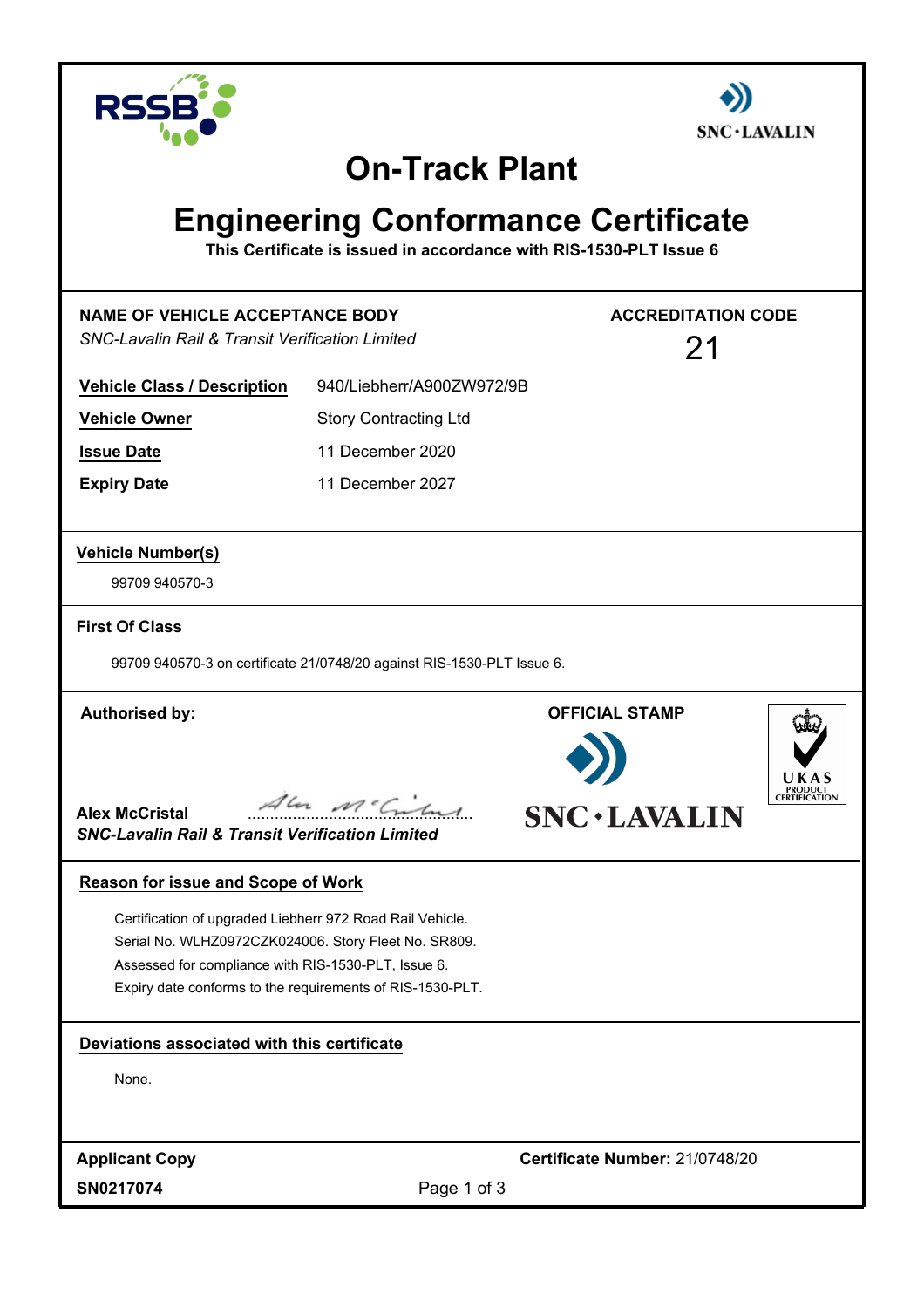# On-Track Plant

# Engineering Conformance Certificate

**This Certificate is issued in accordance with RIS-1530-PLT Issue 6**

**NAME OF VEHICLE ACCEPTANCE BODY**
*SNC-Lavalin Rail & Transit Verification Limited*

**ACCREDITATION CODE**
21

| | |
|---|---|
| **Vehicle Class / Description** | 940/Liebherr/A900ZW972/9B |
| **Vehicle Owner** | Story Contracting Ltd |
| **Issue Date** | 11 December 2020 |
| **Expiry Date** | 11 December 2027 |

**Vehicle Number(s)**

99709 940570-3

**First Of Class**

99709 940570-3 on certificate 21/0748/20 against RIS-1530-PLT Issue 6.

**Authorised by:**

**Alex McCristal**
*SNC-Lavalin Rail & Transit Verification Limited*

**OFFICIAL STAMP**

SNC·LAVALIN

UKAS PRODUCT CERTIFICATION

**Reason for issue and Scope of Work**

Certification of upgraded Liebherr 972 Road Rail Vehicle.
Serial No. WLHZ0972CZK024006. Story Fleet No. SR809.
Assessed for compliance with RIS-1530-PLT, Issue 6.
Expiry date conforms to the requirements of RIS-1530-PLT.

**Deviations associated with this certificate**

None.

**Applicant Copy**
**SN0217074**

**Certificate Number:** 21/0748/20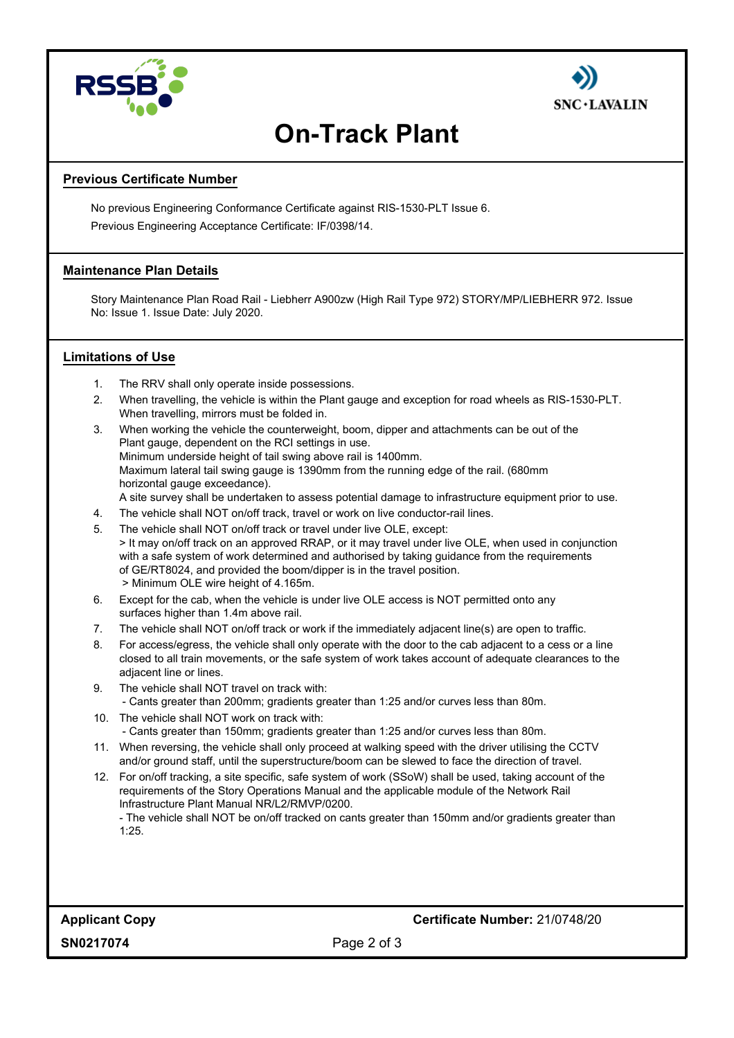# On-Track Plant

## Previous Certificate Number

No previous Engineering Conformance Certificate against RIS-1530-PLT Issue 6.

Previous Engineering Acceptance Certificate: IF/0398/14.

## Maintenance Plan Details

Story Maintenance Plan Road Rail - Liebherr A900zw (High Rail Type 972) STORY/MP/LIEBHERR 972. Issue No: Issue 1. Issue Date: July 2020.

## Limitations of Use

1. The RRV shall only operate inside possessions.
2. When travelling, the vehicle is within the Plant gauge and exception for road wheels as RIS-1530-PLT. When travelling, mirrors must be folded in.
3. When working the vehicle the counterweight, boom, dipper and attachments can be out of the Plant gauge, dependent on the RCI settings in use.
   Minimum underside height of tail swing above rail is 1400mm.
   Maximum lateral tail swing gauge is 1390mm from the running edge of the rail. (680mm horizontal gauge exceedance).
   A site survey shall be undertaken to assess potential damage to infrastructure equipment prior to use.
4. The vehicle shall NOT on/off track, travel or work on live conductor-rail lines.
5. The vehicle shall NOT on/off track or travel under live OLE, except:
   > It may on/off track on an approved RRAP, or it may travel under live OLE, when used in conjunction with a safe system of work determined and authorised by taking guidance from the requirements of GE/RT8024, and provided the boom/dipper is in the travel position.
   > Minimum OLE wire height of 4.165m.
6. Except for the cab, when the vehicle is under live OLE access is NOT permitted onto any surfaces higher than 1.4m above rail.
7. The vehicle shall NOT on/off track or work if the immediately adjacent line(s) are open to traffic.
8. For access/egress, the vehicle shall only operate with the door to the cab adjacent to a cess or a line closed to all train movements, or the safe system of work takes account of adequate clearances to the adjacent line or lines.
9. The vehicle shall NOT travel on track with:
   - Cants greater than 200mm; gradients greater than 1:25 and/or curves less than 80m.
10. The vehicle shall NOT work on track with:
    - Cants greater than 150mm; gradients greater than 1:25 and/or curves less than 80m.
11. When reversing, the vehicle shall only proceed at walking speed with the driver utilising the CCTV and/or ground staff, until the superstructure/boom can be slewed to face the direction of travel.
12. For on/off tracking, a site specific, safe system of work (SSoW) shall be used, taking account of the requirements of the Story Operations Manual and the applicable module of the Network Rail Infrastructure Plant Manual NR/L2/RMVP/0200.
    - The vehicle shall NOT be on/off tracked on cants greater than 150mm and/or gradients greater than 1:25.

**Applicant Copy** **Certificate Number:** 21/0748/20

**SN0217074**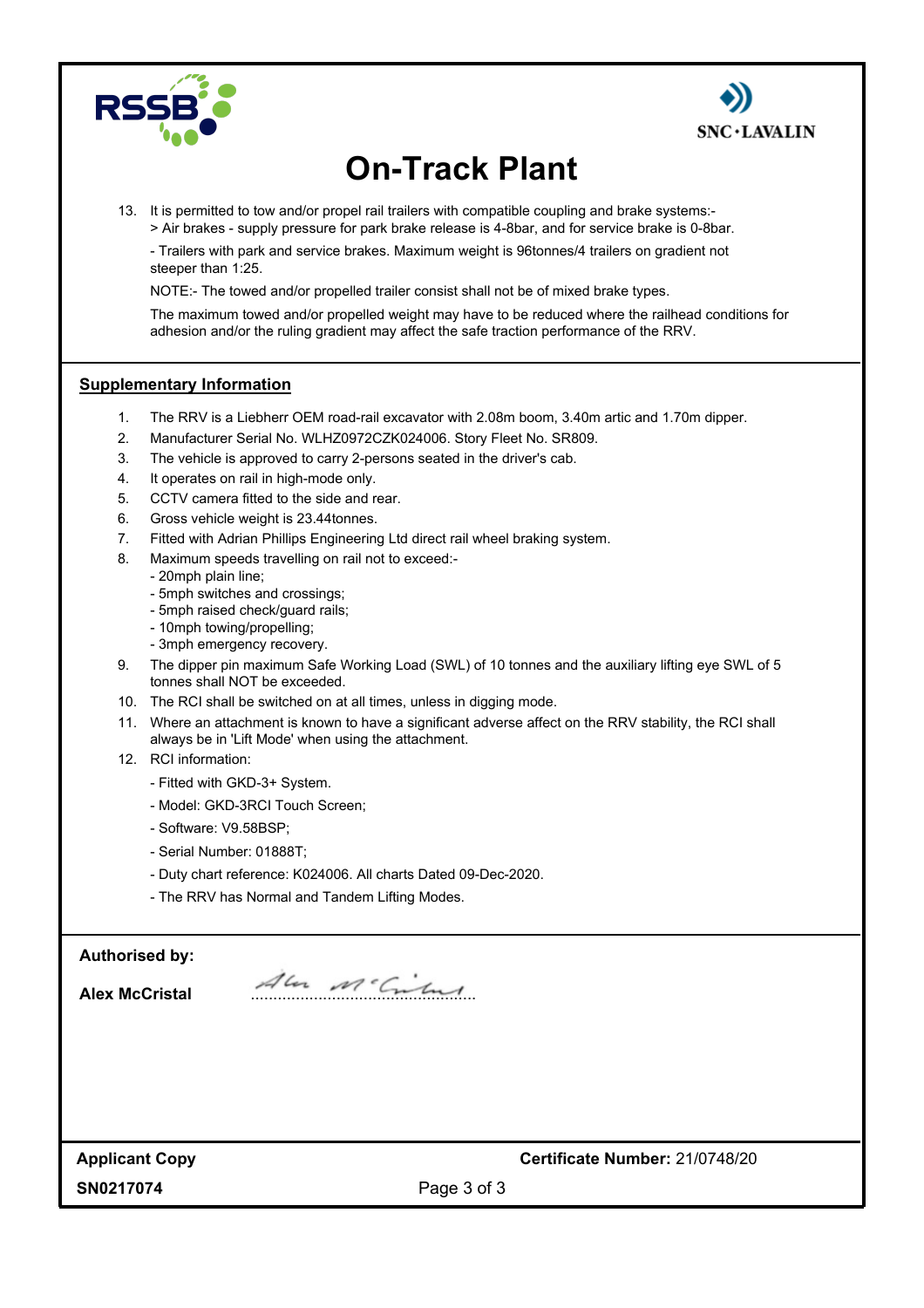# On-Track Plant

13. It is permitted to tow and/or propel rail trailers with compatible coupling and brake systems:-
    > Air brakes - supply pressure for park brake release is 4-8bar, and for service brake is 0-8bar.

    - Trailers with park and service brakes. Maximum weight is 96tonnes/4 trailers on gradient not steeper than 1:25.

    NOTE:- The towed and/or propelled trailer consist shall not be of mixed brake types.

    The maximum towed and/or propelled weight may have to be reduced where the railhead conditions for adhesion and/or the ruling gradient may affect the safe traction performance of the RRV.

## Supplementary Information

1. The RRV is a Liebherr OEM road-rail excavator with 2.08m boom, 3.40m artic and 1.70m dipper.
2. Manufacturer Serial No. WLHZ0972CZK024006. Story Fleet No. SR809.
3. The vehicle is approved to carry 2-persons seated in the driver's cab.
4. It operates on rail in high-mode only.
5. CCTV camera fitted to the side and rear.
6. Gross vehicle weight is 23.44tonnes.
7. Fitted with Adrian Phillips Engineering Ltd direct rail wheel braking system.
8. Maximum speeds travelling on rail not to exceed:-
   - 20mph plain line;
   - 5mph switches and crossings;
   - 5mph raised check/guard rails;
   - 10mph towing/propelling;
   - 3mph emergency recovery.
9. The dipper pin maximum Safe Working Load (SWL) of 10 tonnes and the auxiliary lifting eye SWL of 5 tonnes shall NOT be exceeded.
10. The RCI shall be switched on at all times, unless in digging mode.
11. Where an attachment is known to have a significant adverse affect on the RRV stability, the RCI shall always be in 'Lift Mode' when using the attachment.
12. RCI information:
    - Fitted with GKD-3+ System.
    - Model: GKD-3RCI Touch Screen;
    - Software: V9.58BSP;
    - Serial Number: 01888T;
    - Duty chart reference: K024006. All charts Dated 09-Dec-2020.
    - The RRV has Normal and Tandem Lifting Modes.

**Authorised by:**

**Alex McCristal** ...............................................

**Applicant Copy** **Certificate Number:** 21/0748/20

**SN0217074**